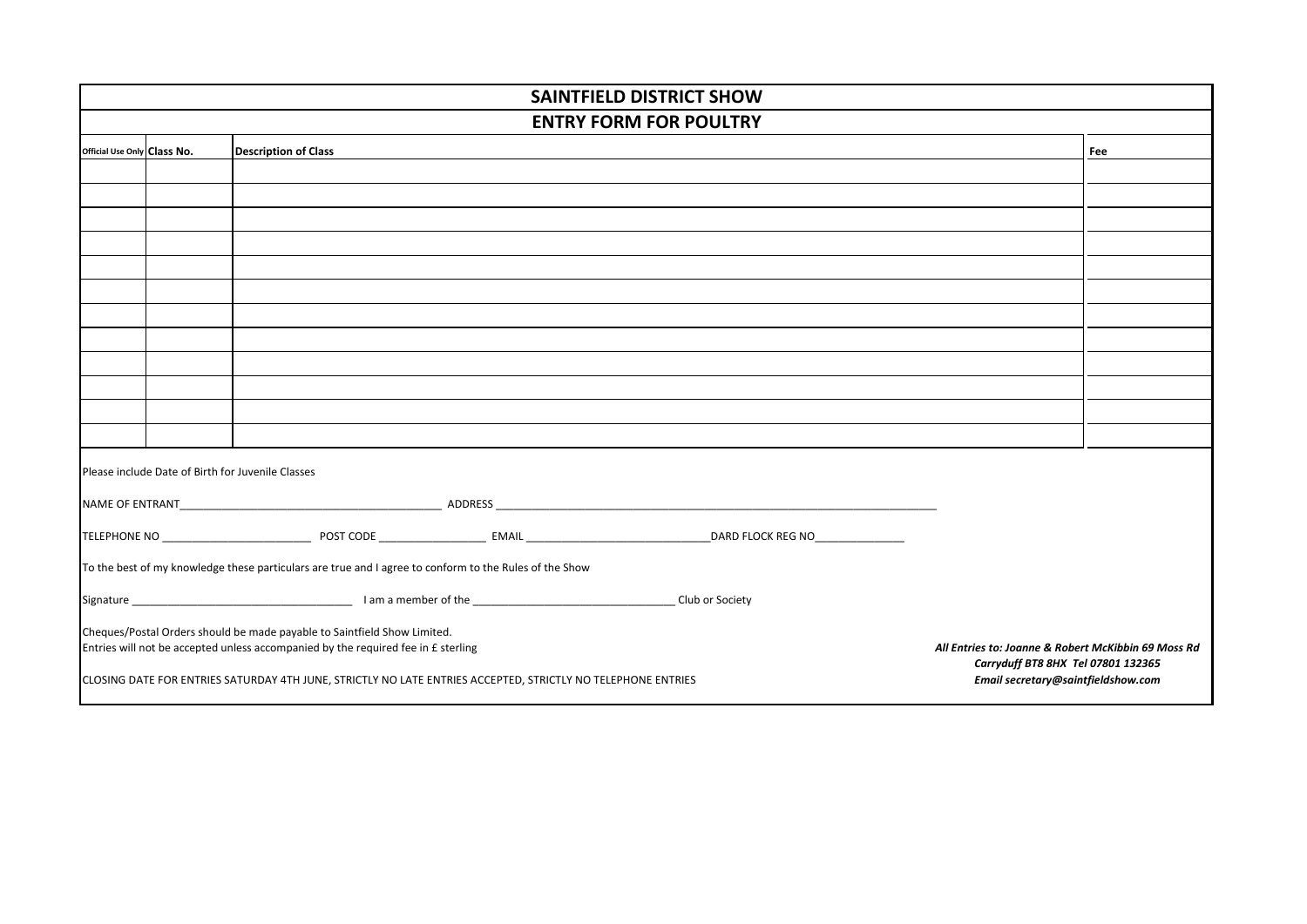# SAINTFIELD DISTRICT SHOW

## ENTRY FORM FOR POULTRY

| Official Use Only | Class No. | Description of Class | Fee |
|---|---|---|---|
| | | | |
| | | | |
| | | | |
| | | | |
| | | | |
| | | | |
| | | | |
| | | | |
| | | | |
| | | | |
| | | | |
| | | | |

Please include Date of Birth for Juvenile Classes

NAME OF ENTRANT___________________________________________ ADDRESS ___________________________________________________________________________

TELEPHONE NO _________________________ POST CODE __________________ EMAIL _______________________________DARD FLOCK REG NO_______________

To the best of my knowledge these particulars are true and I agree to conform to the Rules of the Show

Signature _____________________________________ I am a member of the __________________________________ Club or Society

Cheques/Postal Orders should be made payable to Saintfield Show Limited.
Entries will not be accepted unless accompanied by the required fee in £ sterling

CLOSING DATE FOR ENTRIES SATURDAY 4TH JUNE, STRICTLY NO LATE ENTRIES ACCEPTED, STRICTLY NO TELEPHONE ENTRIES

***All Entries to: Joanne & Robert McKibbin 69 Moss Rd***
***Carryduff BT8 8HX Tel 07801 132365***
***Email secretary@saintfieldshow.com***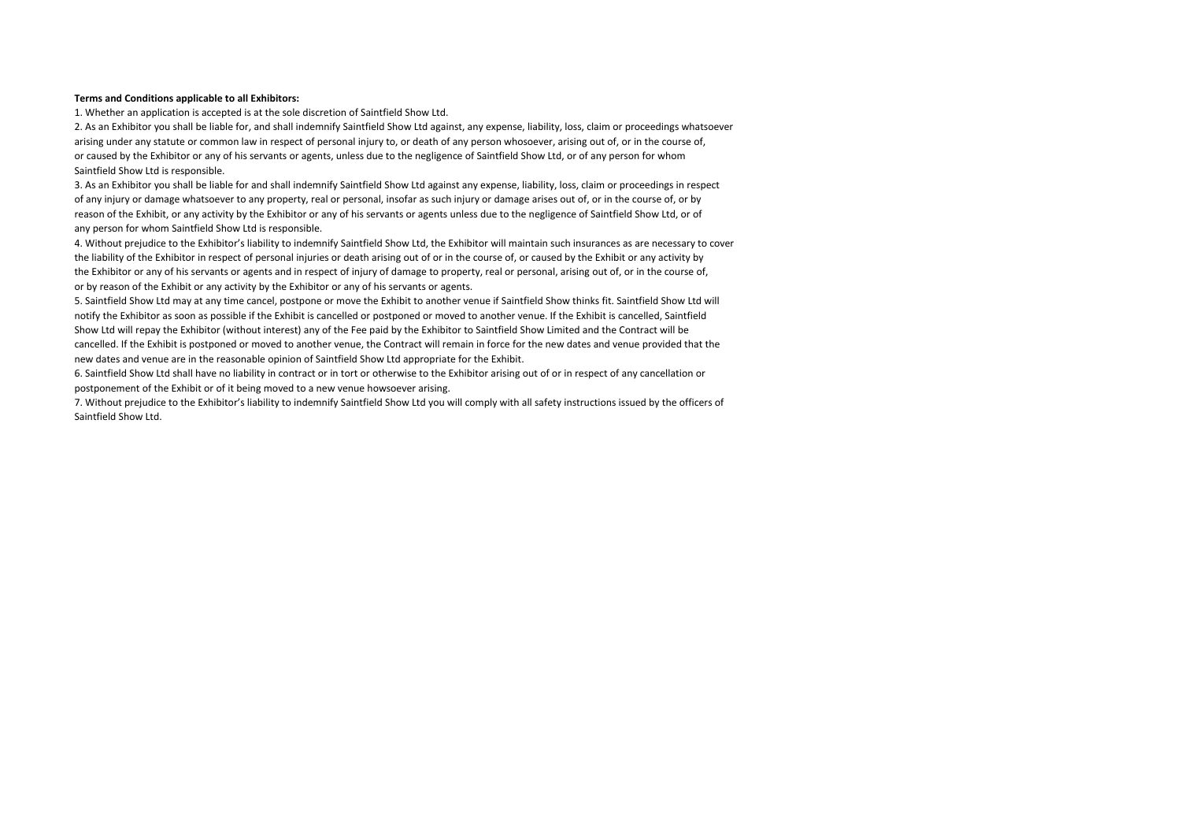**Terms and Conditions applicable to all Exhibitors:**

1. Whether an application is accepted is at the sole discretion of Saintfield Show Ltd.
2. As an Exhibitor you shall be liable for, and shall indemnify Saintfield Show Ltd against, any expense, liability, loss, claim or proceedings whatsoever arising under any statute or common law in respect of personal injury to, or death of any person whosoever, arising out of, or in the course of, or caused by the Exhibitor or any of his servants or agents, unless due to the negligence of Saintfield Show Ltd, or of any person for whom Saintfield Show Ltd is responsible.
3. As an Exhibitor you shall be liable for and shall indemnify Saintfield Show Ltd against any expense, liability, loss, claim or proceedings in respect of any injury or damage whatsoever to any property, real or personal, insofar as such injury or damage arises out of, or in the course of, or by reason of the Exhibit, or any activity by the Exhibitor or any of his servants or agents unless due to the negligence of Saintfield Show Ltd, or of any person for whom Saintfield Show Ltd is responsible.
4. Without prejudice to the Exhibitor's liability to indemnify Saintfield Show Ltd, the Exhibitor will maintain such insurances as are necessary to cover the liability of the Exhibitor in respect of personal injuries or death arising out of or in the course of, or caused by the Exhibit or any activity by the Exhibitor or any of his servants or agents and in respect of injury of damage to property, real or personal, arising out of, or in the course of, or by reason of the Exhibit or any activity by the Exhibitor or any of his servants or agents.
5. Saintfield Show Ltd may at any time cancel, postpone or move the Exhibit to another venue if Saintfield Show thinks fit. Saintfield Show Ltd will notify the Exhibitor as soon as possible if the Exhibit is cancelled or postponed or moved to another venue. If the Exhibit is cancelled, Saintfield Show Ltd will repay the Exhibitor (without interest) any of the Fee paid by the Exhibitor to Saintfield Show Limited and the Contract will be cancelled. If the Exhibit is postponed or moved to another venue, the Contract will remain in force for the new dates and venue provided that the new dates and venue are in the reasonable opinion of Saintfield Show Ltd appropriate for the Exhibit.
6. Saintfield Show Ltd shall have no liability in contract or in tort or otherwise to the Exhibitor arising out of or in respect of any cancellation or postponement of the Exhibit or of it being moved to a new venue howsoever arising.
7. Without prejudice to the Exhibitor's liability to indemnify Saintfield Show Ltd you will comply with all safety instructions issued by the officers of Saintfield Show Ltd.